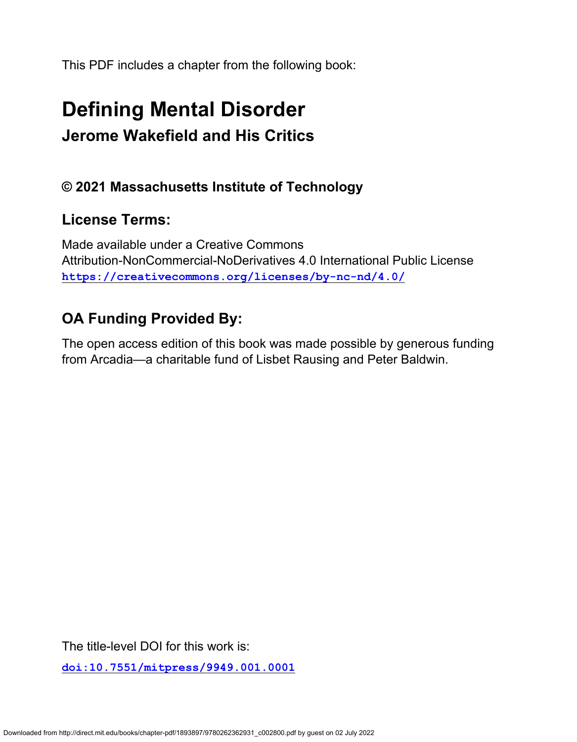This PDF includes a chapter from the following book:

# Defining Mental Disorder

## Jerome Wakefield and His Critics

### © 2021 Massachusetts Institute of Technology

### License Terms:

Made available under a Creative Commons
Attribution-NonCommercial-NoDerivatives 4.0 International Public License
**https://creativecommons.org/licenses/by-nc-nd/4.0/**

### OA Funding Provided By:

The open access edition of this book was made possible by generous funding from Arcadia—a charitable fund of Lisbet Rausing and Peter Baldwin.

The title-level DOI for this work is:

**doi:10.7551/mitpress/9949.001.0001**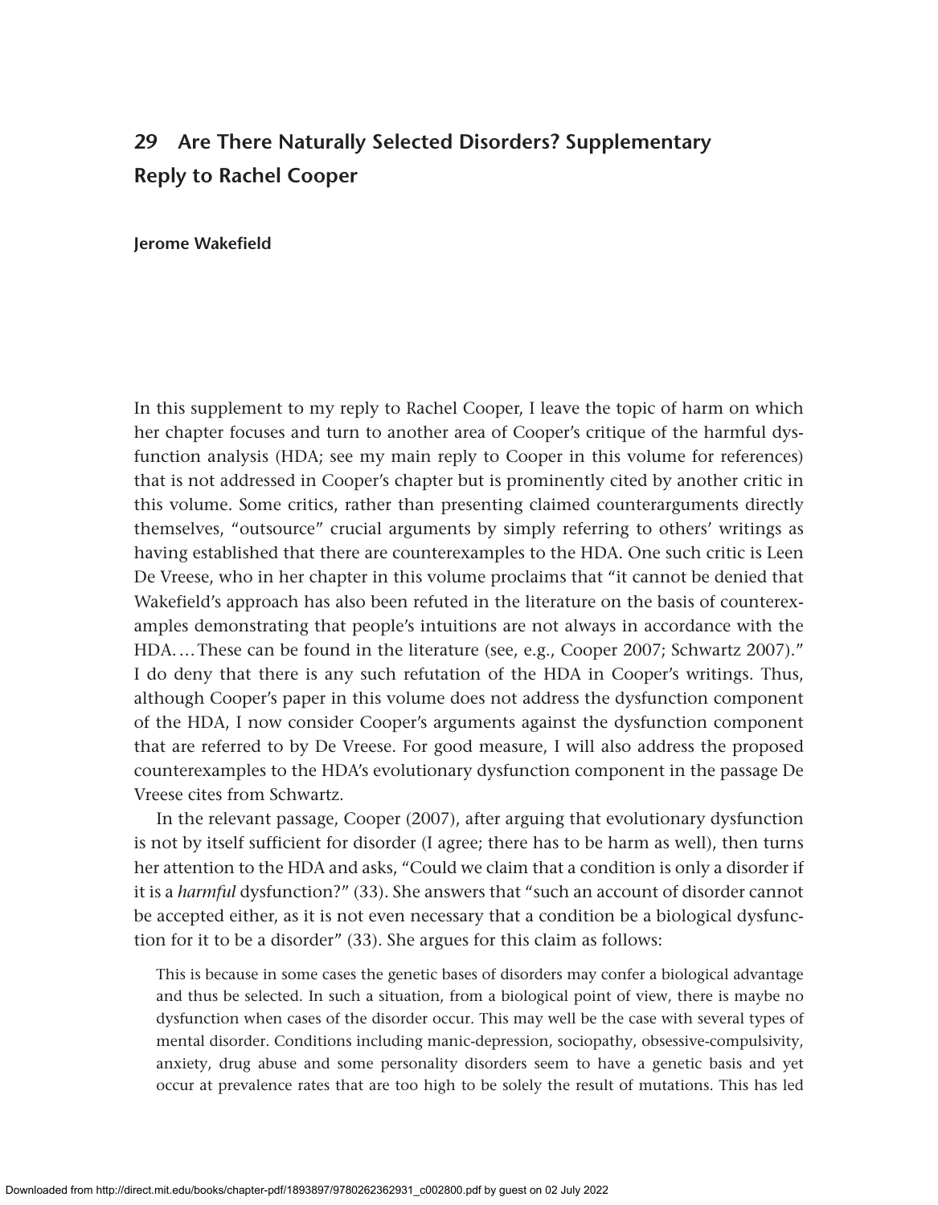# 29 Are There Naturally Selected Disorders? Supplementary Reply to Rachel Cooper

**Jerome Wakefield**

In this supplement to my reply to Rachel Cooper, I leave the topic of harm on which her chapter focuses and turn to another area of Cooper's critique of the harmful dysfunction analysis (HDA; see my main reply to Cooper in this volume for references) that is not addressed in Cooper's chapter but is prominently cited by another critic in this volume. Some critics, rather than presenting claimed counterarguments directly themselves, "outsource" crucial arguments by simply referring to others' writings as having established that there are counterexamples to the HDA. One such critic is Leen De Vreese, who in her chapter in this volume proclaims that "it cannot be denied that Wakefield's approach has also been refuted in the literature on the basis of counterexamples demonstrating that people's intuitions are not always in accordance with the HDA. … These can be found in the literature (see, e.g., Cooper 2007; Schwartz 2007)." I do deny that there is any such refutation of the HDA in Cooper's writings. Thus, although Cooper's paper in this volume does not address the dysfunction component of the HDA, I now consider Cooper's arguments against the dysfunction component that are referred to by De Vreese. For good measure, I will also address the proposed counterexamples to the HDA's evolutionary dysfunction component in the passage De Vreese cites from Schwartz.

In the relevant passage, Cooper (2007), after arguing that evolutionary dysfunction is not by itself sufficient for disorder (I agree; there has to be harm as well), then turns her attention to the HDA and asks, "Could we claim that a condition is only a disorder if it is a *harmful* dysfunction?" (33). She answers that "such an account of disorder cannot be accepted either, as it is not even necessary that a condition be a biological dysfunction for it to be a disorder" (33). She argues for this claim as follows:

> This is because in some cases the genetic bases of disorders may confer a biological advantage and thus be selected. In such a situation, from a biological point of view, there is maybe no dysfunction when cases of the disorder occur. This may well be the case with several types of mental disorder. Conditions including manic-depression, sociopathy, obsessive-compulsivity, anxiety, drug abuse and some personality disorders seem to have a genetic basis and yet occur at prevalence rates that are too high to be solely the result of mutations. This has led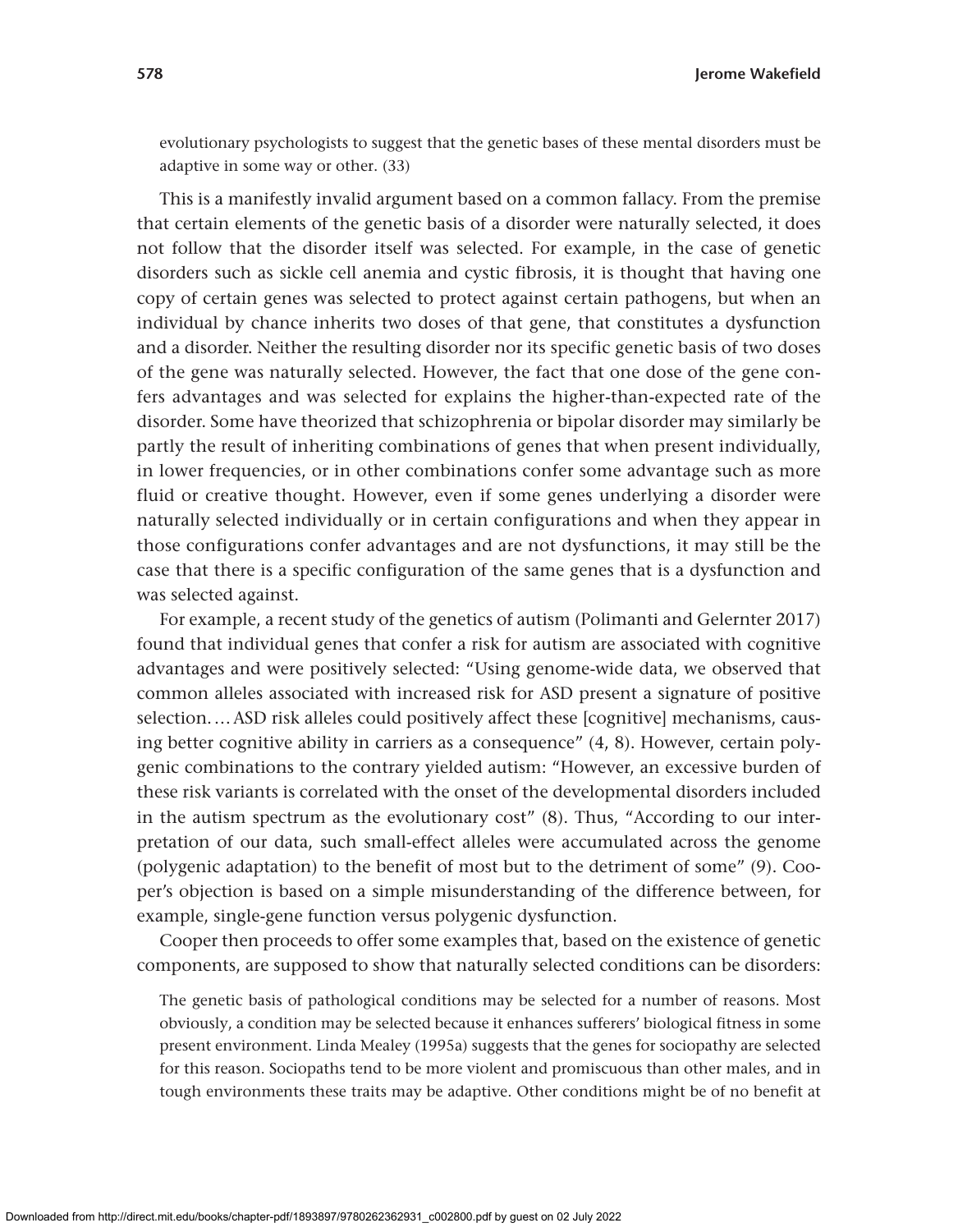evolutionary psychologists to suggest that the genetic bases of these mental disorders must be adaptive in some way or other. (33)

This is a manifestly invalid argument based on a common fallacy. From the premise that certain elements of the genetic basis of a disorder were naturally selected, it does not follow that the disorder itself was selected. For example, in the case of genetic disorders such as sickle cell anemia and cystic fibrosis, it is thought that having one copy of certain genes was selected to protect against certain pathogens, but when an individual by chance inherits two doses of that gene, that constitutes a dysfunction and a disorder. Neither the resulting disorder nor its specific genetic basis of two doses of the gene was naturally selected. However, the fact that one dose of the gene confers advantages and was selected for explains the higher-than-expected rate of the disorder. Some have theorized that schizophrenia or bipolar disorder may similarly be partly the result of inheriting combinations of genes that when present individually, in lower frequencies, or in other combinations confer some advantage such as more fluid or creative thought. However, even if some genes underlying a disorder were naturally selected individually or in certain configurations and when they appear in those configurations confer advantages and are not dysfunctions, it may still be the case that there is a specific configuration of the same genes that is a dysfunction and was selected against.

For example, a recent study of the genetics of autism (Polimanti and Gelernter 2017) found that individual genes that confer a risk for autism are associated with cognitive advantages and were positively selected: "Using genome-wide data, we observed that common alleles associated with increased risk for ASD present a signature of positive selection. … ASD risk alleles could positively affect these [cognitive] mechanisms, causing better cognitive ability in carriers as a consequence" (4, 8). However, certain polygenic combinations to the contrary yielded autism: "However, an excessive burden of these risk variants is correlated with the onset of the developmental disorders included in the autism spectrum as the evolutionary cost" (8). Thus, "According to our interpretation of our data, such small-effect alleles were accumulated across the genome (polygenic adaptation) to the benefit of most but to the detriment of some" (9). Cooper's objection is based on a simple misunderstanding of the difference between, for example, single-gene function versus polygenic dysfunction.

Cooper then proceeds to offer some examples that, based on the existence of genetic components, are supposed to show that naturally selected conditions can be disorders:

The genetic basis of pathological conditions may be selected for a number of reasons. Most obviously, a condition may be selected because it enhances sufferers' biological fitness in some present environment. Linda Mealey (1995a) suggests that the genes for sociopathy are selected for this reason. Sociopaths tend to be more violent and promiscuous than other males, and in tough environments these traits may be adaptive. Other conditions might be of no benefit at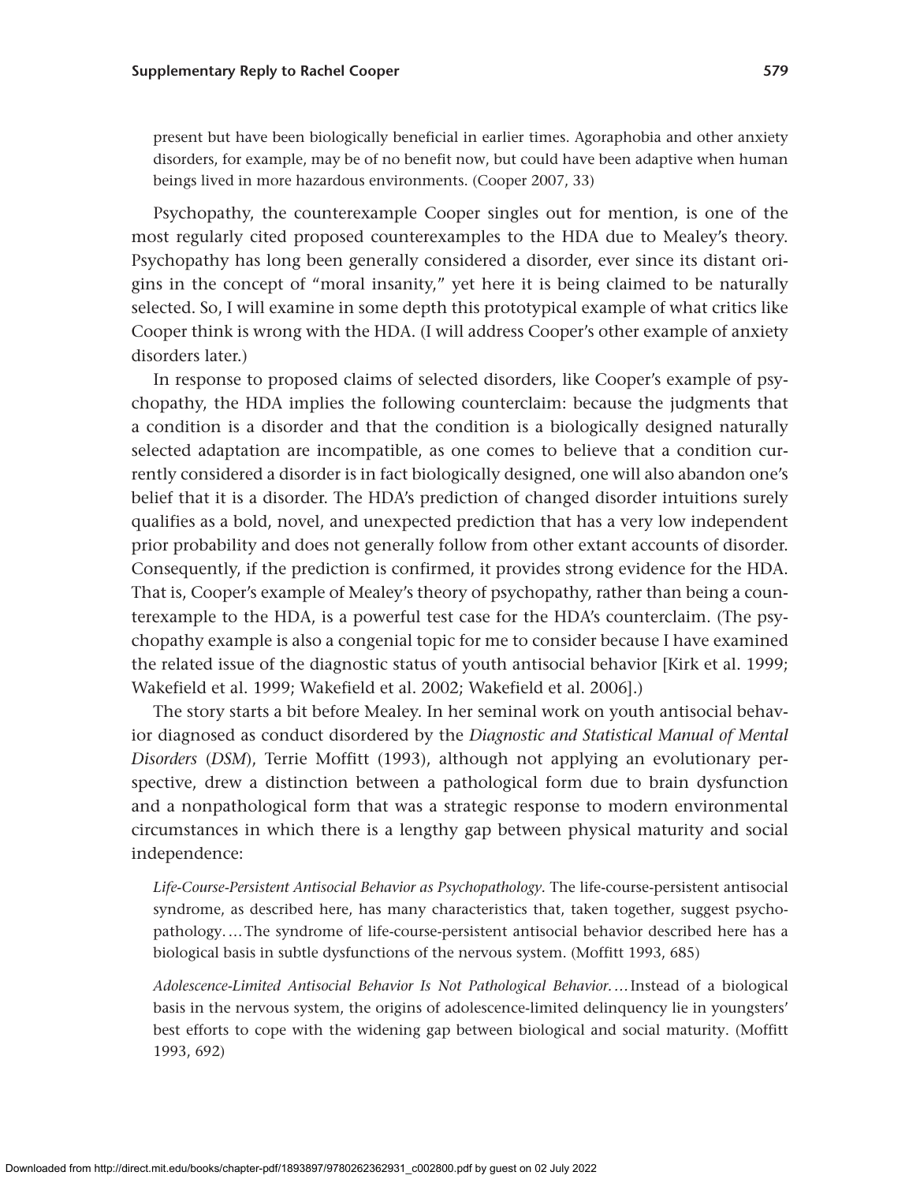> present but have been biologically beneficial in earlier times. Agoraphobia and other anxiety disorders, for example, may be of no benefit now, but could have been adaptive when human beings lived in more hazardous environments. (Cooper 2007, 33)

Psychopathy, the counterexample Cooper singles out for mention, is one of the most regularly cited proposed counterexamples to the HDA due to Mealey's theory. Psychopathy has long been generally considered a disorder, ever since its distant origins in the concept of "moral insanity," yet here it is being claimed to be naturally selected. So, I will examine in some depth this prototypical example of what critics like Cooper think is wrong with the HDA. (I will address Cooper's other example of anxiety disorders later.)

In response to proposed claims of selected disorders, like Cooper's example of psychopathy, the HDA implies the following counterclaim: because the judgments that a condition is a disorder and that the condition is a biologically designed naturally selected adaptation are incompatible, as one comes to believe that a condition currently considered a disorder is in fact biologically designed, one will also abandon one's belief that it is a disorder. The HDA's prediction of changed disorder intuitions surely qualifies as a bold, novel, and unexpected prediction that has a very low independent prior probability and does not generally follow from other extant accounts of disorder. Consequently, if the prediction is confirmed, it provides strong evidence for the HDA. That is, Cooper's example of Mealey's theory of psychopathy, rather than being a counterexample to the HDA, is a powerful test case for the HDA's counterclaim. (The psychopathy example is also a congenial topic for me to consider because I have examined the related issue of the diagnostic status of youth antisocial behavior [Kirk et al. 1999; Wakefield et al. 1999; Wakefield et al. 2002; Wakefield et al. 2006].)

The story starts a bit before Mealey. In her seminal work on youth antisocial behavior diagnosed as conduct disordered by the *Diagnostic and Statistical Manual of Mental Disorders* (*DSM*), Terrie Moffitt (1993), although not applying an evolutionary perspective, drew a distinction between a pathological form due to brain dysfunction and a nonpathological form that was a strategic response to modern environmental circumstances in which there is a lengthy gap between physical maturity and social independence:

> *Life-Course-Persistent Antisocial Behavior as Psychopathology*. The life-course-persistent antisocial syndrome, as described here, has many characteristics that, taken together, suggest psychopathology.…The syndrome of life-course-persistent antisocial behavior described here has a biological basis in subtle dysfunctions of the nervous system. (Moffitt 1993, 685)

> *Adolescence-Limited Antisocial Behavior Is Not Pathological Behavior.*…Instead of a biological basis in the nervous system, the origins of adolescence-limited delinquency lie in youngsters' best efforts to cope with the widening gap between biological and social maturity. (Moffitt 1993, 692)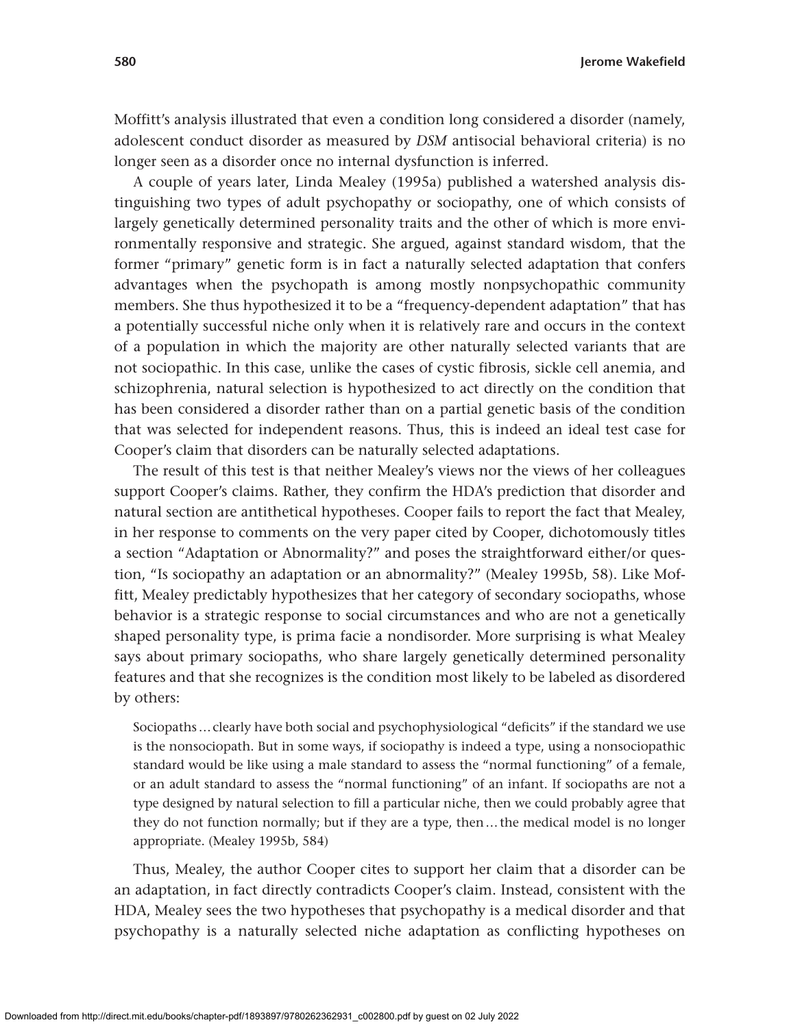Moffitt's analysis illustrated that even a condition long considered a disorder (namely, adolescent conduct disorder as measured by *DSM* antisocial behavioral criteria) is no longer seen as a disorder once no internal dysfunction is inferred.

A couple of years later, Linda Mealey (1995a) published a watershed analysis distinguishing two types of adult psychopathy or sociopathy, one of which consists of largely genetically determined personality traits and the other of which is more environmentally responsive and strategic. She argued, against standard wisdom, that the former "primary" genetic form is in fact a naturally selected adaptation that confers advantages when the psychopath is among mostly nonpsychopathic community members. She thus hypothesized it to be a "frequency-dependent adaptation" that has a potentially successful niche only when it is relatively rare and occurs in the context of a population in which the majority are other naturally selected variants that are not sociopathic. In this case, unlike the cases of cystic fibrosis, sickle cell anemia, and schizophrenia, natural selection is hypothesized to act directly on the condition that has been considered a disorder rather than on a partial genetic basis of the condition that was selected for independent reasons. Thus, this is indeed an ideal test case for Cooper's claim that disorders can be naturally selected adaptations.

The result of this test is that neither Mealey's views nor the views of her colleagues support Cooper's claims. Rather, they confirm the HDA's prediction that disorder and natural section are antithetical hypotheses. Cooper fails to report the fact that Mealey, in her response to comments on the very paper cited by Cooper, dichotomously titles a section "Adaptation or Abnormality?" and poses the straightforward either/or question, "Is sociopathy an adaptation or an abnormality?" (Mealey 1995b, 58). Like Moffitt, Mealey predictably hypothesizes that her category of secondary sociopaths, whose behavior is a strategic response to social circumstances and who are not a genetically shaped personality type, is prima facie a nondisorder. More surprising is what Mealey says about primary sociopaths, who share largely genetically determined personality features and that she recognizes is the condition most likely to be labeled as disordered by others:

> Sociopaths…clearly have both social and psychophysiological "deficits" if the standard we use is the nonsociopath. But in some ways, if sociopathy is indeed a type, using a nonsociopathic standard would be like using a male standard to assess the "normal functioning" of a female, or an adult standard to assess the "normal functioning" of an infant. If sociopaths are not a type designed by natural selection to fill a particular niche, then we could probably agree that they do not function normally; but if they are a type, then…the medical model is no longer appropriate. (Mealey 1995b, 584)

Thus, Mealey, the author Cooper cites to support her claim that a disorder can be an adaptation, in fact directly contradicts Cooper's claim. Instead, consistent with the HDA, Mealey sees the two hypotheses that psychopathy is a medical disorder and that psychopathy is a naturally selected niche adaptation as conflicting hypotheses on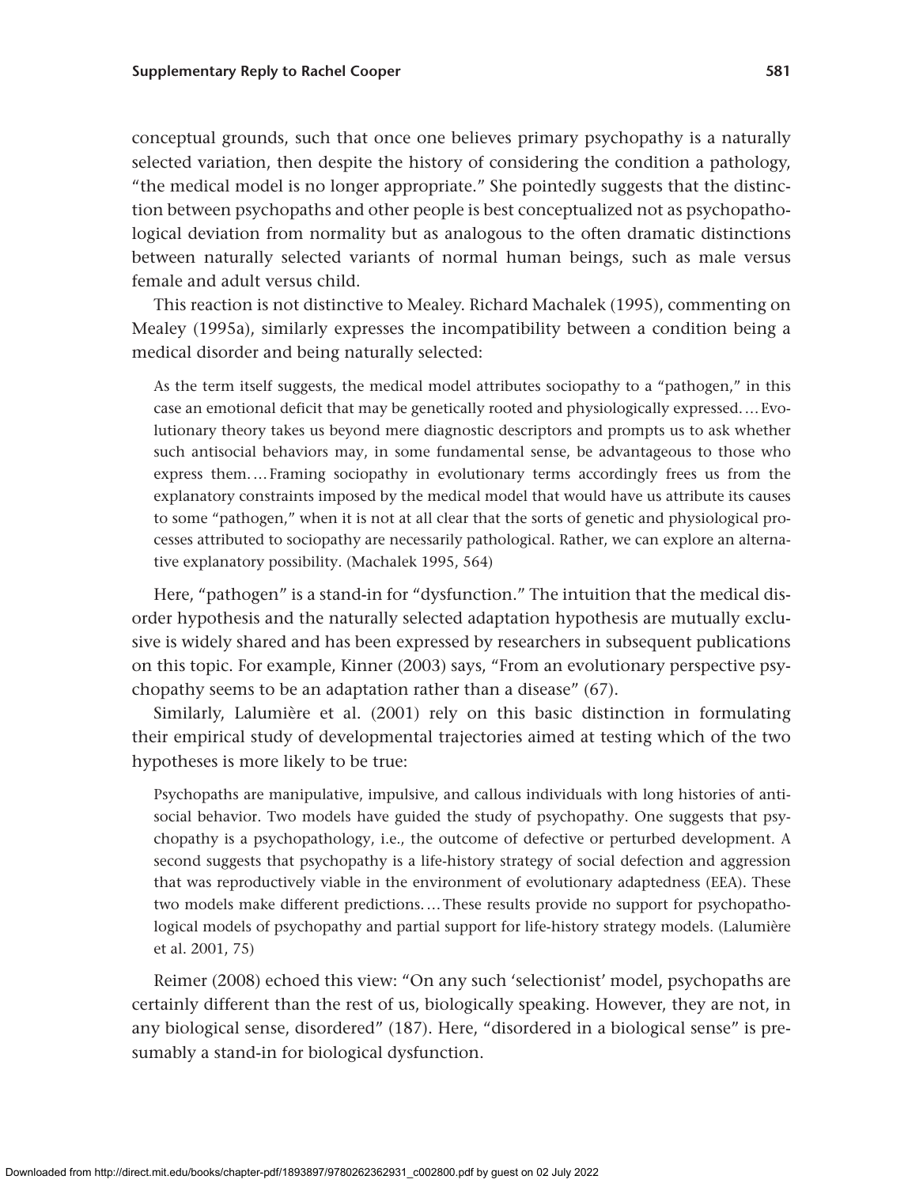conceptual grounds, such that once one believes primary psychopathy is a naturally selected variation, then despite the history of considering the condition a pathology, "the medical model is no longer appropriate." She pointedly suggests that the distinction between psychopaths and other people is best conceptualized not as psychopathological deviation from normality but as analogous to the often dramatic distinctions between naturally selected variants of normal human beings, such as male versus female and adult versus child.

This reaction is not distinctive to Mealey. Richard Machalek (1995), commenting on Mealey (1995a), similarly expresses the incompatibility between a condition being a medical disorder and being naturally selected:

> As the term itself suggests, the medical model attributes sociopathy to a "pathogen," in this case an emotional deficit that may be genetically rooted and physiologically expressed. … Evolutionary theory takes us beyond mere diagnostic descriptors and prompts us to ask whether such antisocial behaviors may, in some fundamental sense, be advantageous to those who express them. … Framing sociopathy in evolutionary terms accordingly frees us from the explanatory constraints imposed by the medical model that would have us attribute its causes to some "pathogen," when it is not at all clear that the sorts of genetic and physiological processes attributed to sociopathy are necessarily pathological. Rather, we can explore an alternative explanatory possibility. (Machalek 1995, 564)

Here, "pathogen" is a stand-in for "dysfunction." The intuition that the medical disorder hypothesis and the naturally selected adaptation hypothesis are mutually exclusive is widely shared and has been expressed by researchers in subsequent publications on this topic. For example, Kinner (2003) says, "From an evolutionary perspective psychopathy seems to be an adaptation rather than a disease" (67).

Similarly, Lalumière et al. (2001) rely on this basic distinction in formulating their empirical study of developmental trajectories aimed at testing which of the two hypotheses is more likely to be true:

> Psychopaths are manipulative, impulsive, and callous individuals with long histories of antisocial behavior. Two models have guided the study of psychopathy. One suggests that psychopathy is a psychopathology, i.e., the outcome of defective or perturbed development. A second suggests that psychopathy is a life-history strategy of social defection and aggression that was reproductively viable in the environment of evolutionary adaptedness (EEA). These two models make different predictions. … These results provide no support for psychopathological models of psychopathy and partial support for life-history strategy models. (Lalumière et al. 2001, 75)

Reimer (2008) echoed this view: "On any such 'selectionist' model, psychopaths are certainly different than the rest of us, biologically speaking. However, they are not, in any biological sense, disordered" (187). Here, "disordered in a biological sense" is presumably a stand-in for biological dysfunction.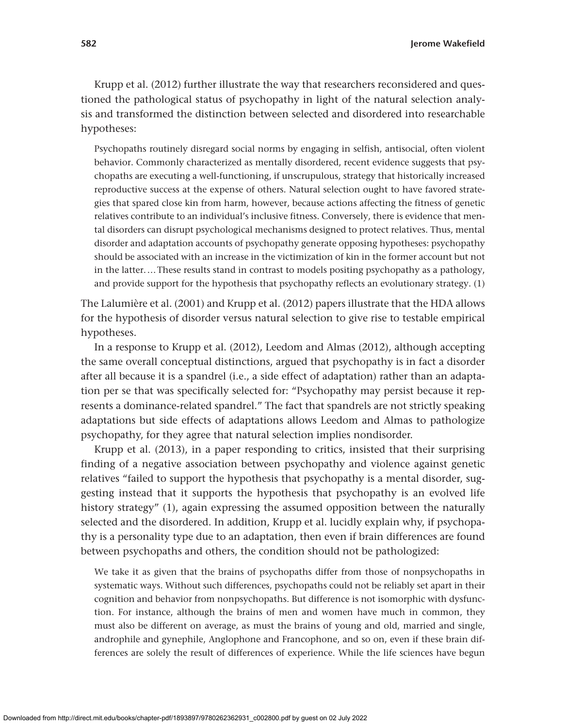Krupp et al. (2012) further illustrate the way that researchers reconsidered and questioned the pathological status of psychopathy in light of the natural selection analysis and transformed the distinction between selected and disordered into researchable hypotheses:

> Psychopaths routinely disregard social norms by engaging in selfish, antisocial, often violent behavior. Commonly characterized as mentally disordered, recent evidence suggests that psychopaths are executing a well-functioning, if unscrupulous, strategy that historically increased reproductive success at the expense of others. Natural selection ought to have favored strategies that spared close kin from harm, however, because actions affecting the fitness of genetic relatives contribute to an individual's inclusive fitness. Conversely, there is evidence that mental disorders can disrupt psychological mechanisms designed to protect relatives. Thus, mental disorder and adaptation accounts of psychopathy generate opposing hypotheses: psychopathy should be associated with an increase in the victimization of kin in the former account but not in the latter. … These results stand in contrast to models positing psychopathy as a pathology, and provide support for the hypothesis that psychopathy reflects an evolutionary strategy. (1)

The Lalumière et al. (2001) and Krupp et al. (2012) papers illustrate that the HDA allows for the hypothesis of disorder versus natural selection to give rise to testable empirical hypotheses.

In a response to Krupp et al. (2012), Leedom and Almas (2012), although accepting the same overall conceptual distinctions, argued that psychopathy is in fact a disorder after all because it is a spandrel (i.e., a side effect of adaptation) rather than an adaptation per se that was specifically selected for: "Psychopathy may persist because it represents a dominance-related spandrel." The fact that spandrels are not strictly speaking adaptations but side effects of adaptations allows Leedom and Almas to pathologize psychopathy, for they agree that natural selection implies nondisorder.

Krupp et al. (2013), in a paper responding to critics, insisted that their surprising finding of a negative association between psychopathy and violence against genetic relatives "failed to support the hypothesis that psychopathy is a mental disorder, suggesting instead that it supports the hypothesis that psychopathy is an evolved life history strategy" (1), again expressing the assumed opposition between the naturally selected and the disordered. In addition, Krupp et al. lucidly explain why, if psychopathy is a personality type due to an adaptation, then even if brain differences are found between psychopaths and others, the condition should not be pathologized:

> We take it as given that the brains of psychopaths differ from those of nonpsychopaths in systematic ways. Without such differences, psychopaths could not be reliably set apart in their cognition and behavior from nonpsychopaths. But difference is not isomorphic with dysfunction. For instance, although the brains of men and women have much in common, they must also be different on average, as must the brains of young and old, married and single, androphile and gynephile, Anglophone and Francophone, and so on, even if these brain differences are solely the result of differences of experience. While the life sciences have begun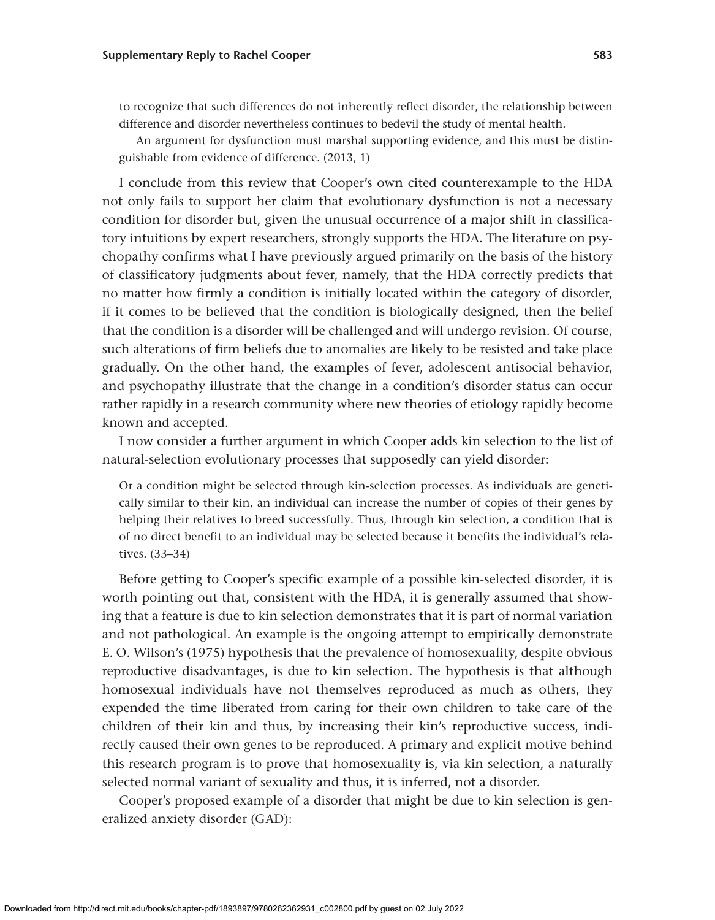> to recognize that such differences do not inherently reflect disorder, the relationship between difference and disorder nevertheless continues to bedevil the study of mental health.
>
> An argument for dysfunction must marshal supporting evidence, and this must be distinguishable from evidence of difference. (2013, 1)

I conclude from this review that Cooper's own cited counterexample to the HDA not only fails to support her claim that evolutionary dysfunction is not a necessary condition for disorder but, given the unusual occurrence of a major shift in classificatory intuitions by expert researchers, strongly supports the HDA. The literature on psychopathy confirms what I have previously argued primarily on the basis of the history of classificatory judgments about fever, namely, that the HDA correctly predicts that no matter how firmly a condition is initially located within the category of disorder, if it comes to be believed that the condition is biologically designed, then the belief that the condition is a disorder will be challenged and will undergo revision. Of course, such alterations of firm beliefs due to anomalies are likely to be resisted and take place gradually. On the other hand, the examples of fever, adolescent antisocial behavior, and psychopathy illustrate that the change in a condition's disorder status can occur rather rapidly in a research community where new theories of etiology rapidly become known and accepted.

I now consider a further argument in which Cooper adds kin selection to the list of natural-selection evolutionary processes that supposedly can yield disorder:

> Or a condition might be selected through kin-selection processes. As individuals are genetically similar to their kin, an individual can increase the number of copies of their genes by helping their relatives to breed successfully. Thus, through kin selection, a condition that is of no direct benefit to an individual may be selected because it benefits the individual's relatives. (33–34)

Before getting to Cooper's specific example of a possible kin-selected disorder, it is worth pointing out that, consistent with the HDA, it is generally assumed that showing that a feature is due to kin selection demonstrates that it is part of normal variation and not pathological. An example is the ongoing attempt to empirically demonstrate E. O. Wilson's (1975) hypothesis that the prevalence of homosexuality, despite obvious reproductive disadvantages, is due to kin selection. The hypothesis is that although homosexual individuals have not themselves reproduced as much as others, they expended the time liberated from caring for their own children to take care of the children of their kin and thus, by increasing their kin's reproductive success, indirectly caused their own genes to be reproduced. A primary and explicit motive behind this research program is to prove that homosexuality is, via kin selection, a naturally selected normal variant of sexuality and thus, it is inferred, not a disorder.

Cooper's proposed example of a disorder that might be due to kin selection is generalized anxiety disorder (GAD):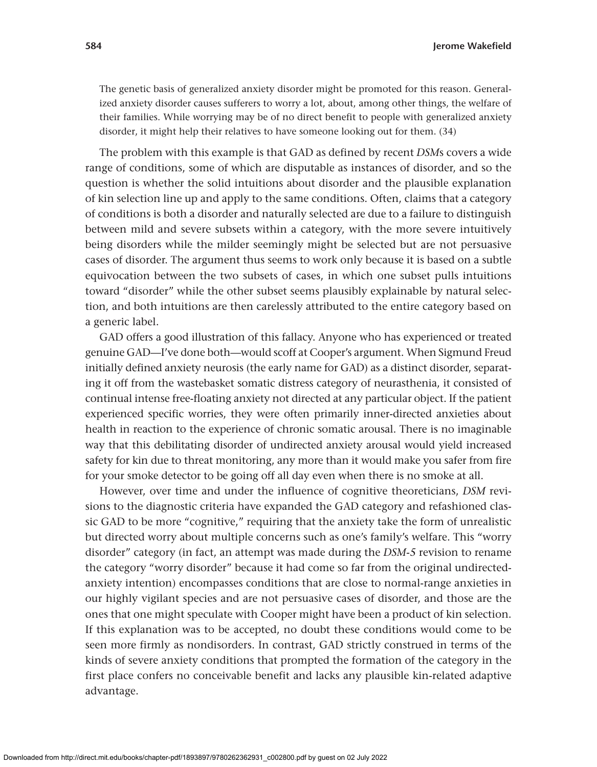> The genetic basis of generalized anxiety disorder might be promoted for this reason. Generalized anxiety disorder causes sufferers to worry a lot, about, among other things, the welfare of their families. While worrying may be of no direct benefit to people with generalized anxiety disorder, it might help their relatives to have someone looking out for them. (34)

The problem with this example is that GAD as defined by recent *DSM*s covers a wide range of conditions, some of which are disputable as instances of disorder, and so the question is whether the solid intuitions about disorder and the plausible explanation of kin selection line up and apply to the same conditions. Often, claims that a category of conditions is both a disorder and naturally selected are due to a failure to distinguish between mild and severe subsets within a category, with the more severe intuitively being disorders while the milder seemingly might be selected but are not persuasive cases of disorder. The argument thus seems to work only because it is based on a subtle equivocation between the two subsets of cases, in which one subset pulls intuitions toward "disorder" while the other subset seems plausibly explainable by natural selection, and both intuitions are then carelessly attributed to the entire category based on a generic label.

GAD offers a good illustration of this fallacy. Anyone who has experienced or treated genuine GAD—I've done both—would scoff at Cooper's argument. When Sigmund Freud initially defined anxiety neurosis (the early name for GAD) as a distinct disorder, separating it off from the wastebasket somatic distress category of neurasthenia, it consisted of continual intense free-floating anxiety not directed at any particular object. If the patient experienced specific worries, they were often primarily inner-directed anxieties about health in reaction to the experience of chronic somatic arousal. There is no imaginable way that this debilitating disorder of undirected anxiety arousal would yield increased safety for kin due to threat monitoring, any more than it would make you safer from fire for your smoke detector to be going off all day even when there is no smoke at all.

However, over time and under the influence of cognitive theoreticians, *DSM* revisions to the diagnostic criteria have expanded the GAD category and refashioned classic GAD to be more "cognitive," requiring that the anxiety take the form of unrealistic but directed worry about multiple concerns such as one's family's welfare. This "worry disorder" category (in fact, an attempt was made during the *DSM-5* revision to rename the category "worry disorder" because it had come so far from the original undirected-anxiety intention) encompasses conditions that are close to normal-range anxieties in our highly vigilant species and are not persuasive cases of disorder, and those are the ones that one might speculate with Cooper might have been a product of kin selection. If this explanation was to be accepted, no doubt these conditions would come to be seen more firmly as nondisorders. In contrast, GAD strictly construed in terms of the kinds of severe anxiety conditions that prompted the formation of the category in the first place confers no conceivable benefit and lacks any plausible kin-related adaptive advantage.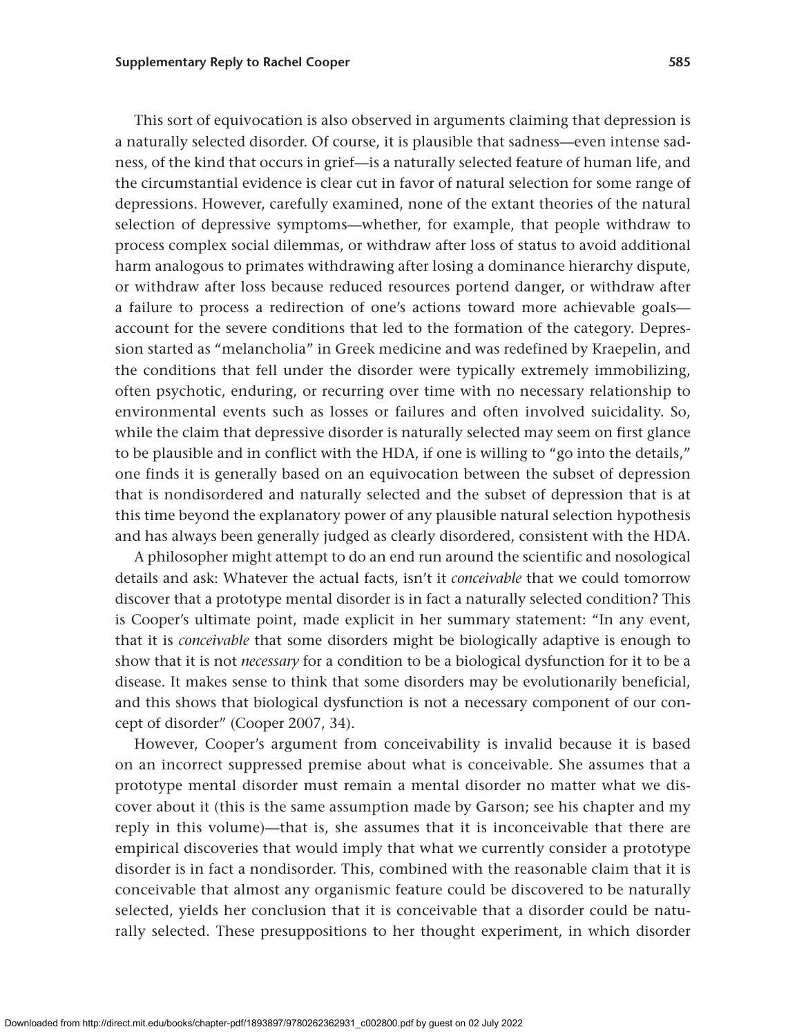This sort of equivocation is also observed in arguments claiming that depression is a naturally selected disorder. Of course, it is plausible that sadness—even intense sadness, of the kind that occurs in grief—is a naturally selected feature of human life, and the circumstantial evidence is clear cut in favor of natural selection for some range of depressions. However, carefully examined, none of the extant theories of the natural selection of depressive symptoms—whether, for example, that people withdraw to process complex social dilemmas, or withdraw after loss of status to avoid additional harm analogous to primates withdrawing after losing a dominance hierarchy dispute, or withdraw after loss because reduced resources portend danger, or withdraw after a failure to process a redirection of one's actions toward more achievable goals—account for the severe conditions that led to the formation of the category. Depression started as "melancholia" in Greek medicine and was redefined by Kraepelin, and the conditions that fell under the disorder were typically extremely immobilizing, often psychotic, enduring, or recurring over time with no necessary relationship to environmental events such as losses or failures and often involved suicidality. So, while the claim that depressive disorder is naturally selected may seem on first glance to be plausible and in conflict with the HDA, if one is willing to "go into the details," one finds it is generally based on an equivocation between the subset of depression that is nondisordered and naturally selected and the subset of depression that is at this time beyond the explanatory power of any plausible natural selection hypothesis and has always been generally judged as clearly disordered, consistent with the HDA.

A philosopher might attempt to do an end run around the scientific and nosological details and ask: Whatever the actual facts, isn't it *conceivable* that we could tomorrow discover that a prototype mental disorder is in fact a naturally selected condition? This is Cooper's ultimate point, made explicit in her summary statement: "In any event, that it is *conceivable* that some disorders might be biologically adaptive is enough to show that it is not *necessary* for a condition to be a biological dysfunction for it to be a disease. It makes sense to think that some disorders may be evolutionarily beneficial, and this shows that biological dysfunction is not a necessary component of our concept of disorder" (Cooper 2007, 34).

However, Cooper's argument from conceivability is invalid because it is based on an incorrect suppressed premise about what is conceivable. She assumes that a prototype mental disorder must remain a mental disorder no matter what we discover about it (this is the same assumption made by Garson; see his chapter and my reply in this volume)—that is, she assumes that it is inconceivable that there are empirical discoveries that would imply that what we currently consider a prototype disorder is in fact a nondisorder. This, combined with the reasonable claim that it is conceivable that almost any organismic feature could be discovered to be naturally selected, yields her conclusion that it is conceivable that a disorder could be naturally selected. These presuppositions to her thought experiment, in which disorder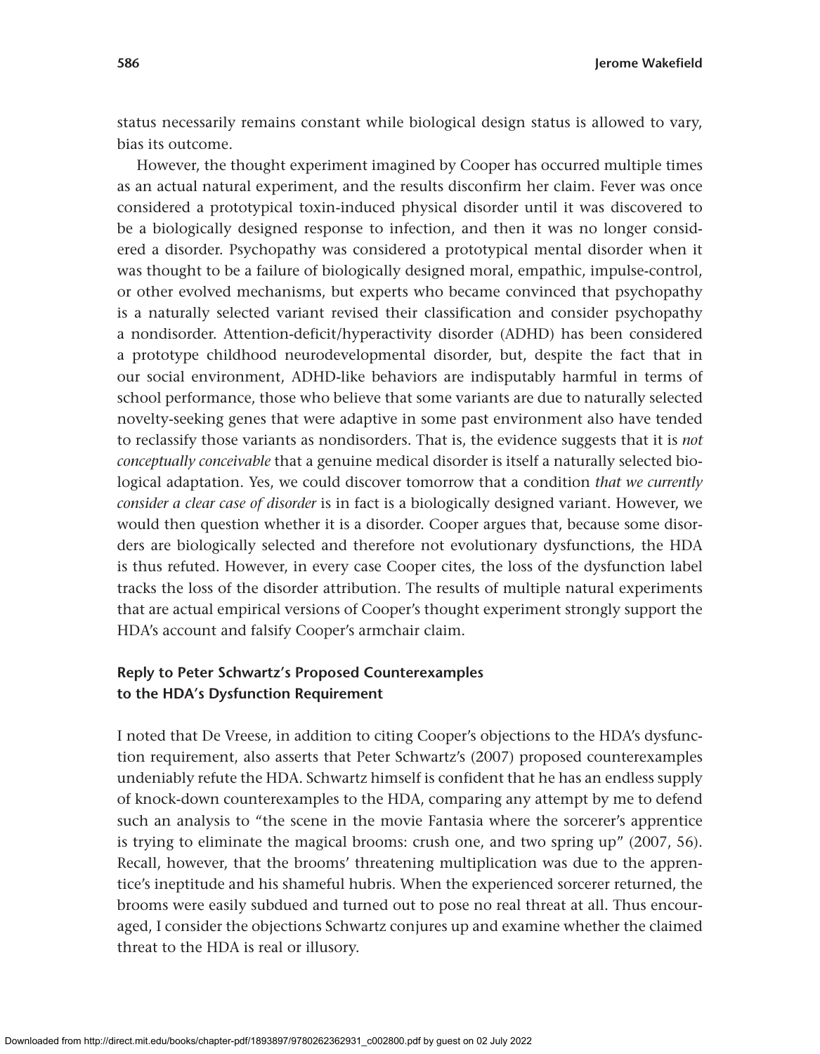status necessarily remains constant while biological design status is allowed to vary, bias its outcome.

However, the thought experiment imagined by Cooper has occurred multiple times as an actual natural experiment, and the results disconfirm her claim. Fever was once considered a prototypical toxin-induced physical disorder until it was discovered to be a biologically designed response to infection, and then it was no longer considered a disorder. Psychopathy was considered a prototypical mental disorder when it was thought to be a failure of biologically designed moral, empathic, impulse-control, or other evolved mechanisms, but experts who became convinced that psychopathy is a naturally selected variant revised their classification and consider psychopathy a nondisorder. Attention-deficit/hyperactivity disorder (ADHD) has been considered a prototype childhood neurodevelopmental disorder, but, despite the fact that in our social environment, ADHD-like behaviors are indisputably harmful in terms of school performance, those who believe that some variants are due to naturally selected novelty-seeking genes that were adaptive in some past environment also have tended to reclassify those variants as nondisorders. That is, the evidence suggests that it is *not conceptually conceivable* that a genuine medical disorder is itself a naturally selected biological adaptation. Yes, we could discover tomorrow that a condition *that we currently consider a clear case of disorder* is in fact is a biologically designed variant. However, we would then question whether it is a disorder. Cooper argues that, because some disorders are biologically selected and therefore not evolutionary dysfunctions, the HDA is thus refuted. However, in every case Cooper cites, the loss of the dysfunction label tracks the loss of the disorder attribution. The results of multiple natural experiments that are actual empirical versions of Cooper's thought experiment strongly support the HDA's account and falsify Cooper's armchair claim.

## Reply to Peter Schwartz's Proposed Counterexamples to the HDA's Dysfunction Requirement

I noted that De Vreese, in addition to citing Cooper's objections to the HDA's dysfunction requirement, also asserts that Peter Schwartz's (2007) proposed counterexamples undeniably refute the HDA. Schwartz himself is confident that he has an endless supply of knock-down counterexamples to the HDA, comparing any attempt by me to defend such an analysis to "the scene in the movie Fantasia where the sorcerer's apprentice is trying to eliminate the magical brooms: crush one, and two spring up" (2007, 56). Recall, however, that the brooms' threatening multiplication was due to the apprentice's ineptitude and his shameful hubris. When the experienced sorcerer returned, the brooms were easily subdued and turned out to pose no real threat at all. Thus encouraged, I consider the objections Schwartz conjures up and examine whether the claimed threat to the HDA is real or illusory.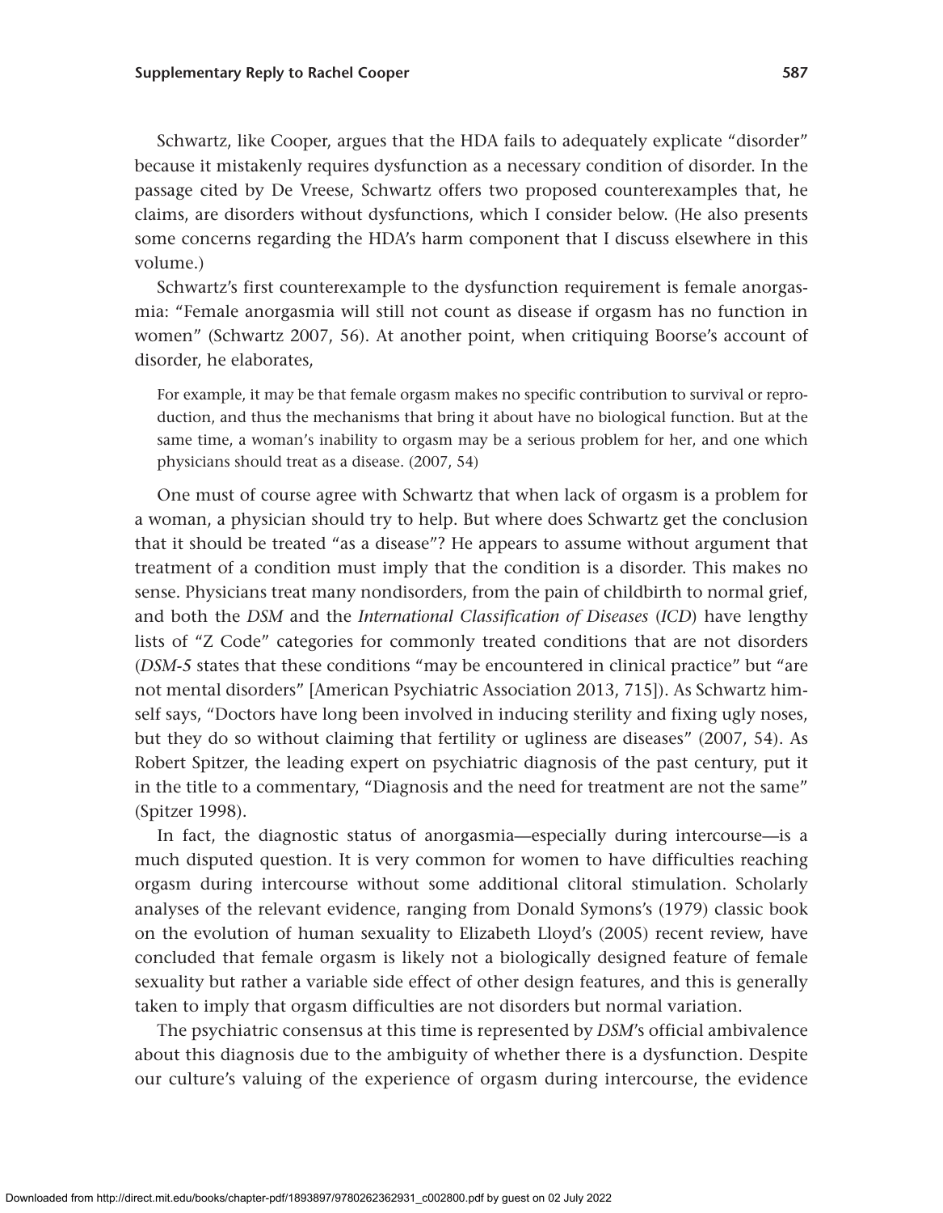Schwartz, like Cooper, argues that the HDA fails to adequately explicate "disorder" because it mistakenly requires dysfunction as a necessary condition of disorder. In the passage cited by De Vreese, Schwartz offers two proposed counterexamples that, he claims, are disorders without dysfunctions, which I consider below. (He also presents some concerns regarding the HDA's harm component that I discuss elsewhere in this volume.)

Schwartz's first counterexample to the dysfunction requirement is female anorgasmia: "Female anorgasmia will still not count as disease if orgasm has no function in women" (Schwartz 2007, 56). At another point, when critiquing Boorse's account of disorder, he elaborates,

> For example, it may be that female orgasm makes no specific contribution to survival or reproduction, and thus the mechanisms that bring it about have no biological function. But at the same time, a woman's inability to orgasm may be a serious problem for her, and one which physicians should treat as a disease. (2007, 54)

One must of course agree with Schwartz that when lack of orgasm is a problem for a woman, a physician should try to help. But where does Schwartz get the conclusion that it should be treated "as a disease"? He appears to assume without argument that treatment of a condition must imply that the condition is a disorder. This makes no sense. Physicians treat many nondisorders, from the pain of childbirth to normal grief, and both the *DSM* and the *International Classification of Diseases* (*ICD*) have lengthy lists of "Z Code" categories for commonly treated conditions that are not disorders (*DSM-5* states that these conditions "may be encountered in clinical practice" but "are not mental disorders" [American Psychiatric Association 2013, 715]). As Schwartz himself says, "Doctors have long been involved in inducing sterility and fixing ugly noses, but they do so without claiming that fertility or ugliness are diseases" (2007, 54). As Robert Spitzer, the leading expert on psychiatric diagnosis of the past century, put it in the title to a commentary, "Diagnosis and the need for treatment are not the same" (Spitzer 1998).

In fact, the diagnostic status of anorgasmia—especially during intercourse—is a much disputed question. It is very common for women to have difficulties reaching orgasm during intercourse without some additional clitoral stimulation. Scholarly analyses of the relevant evidence, ranging from Donald Symons's (1979) classic book on the evolution of human sexuality to Elizabeth Lloyd's (2005) recent review, have concluded that female orgasm is likely not a biologically designed feature of female sexuality but rather a variable side effect of other design features, and this is generally taken to imply that orgasm difficulties are not disorders but normal variation.

The psychiatric consensus at this time is represented by *DSM*'s official ambivalence about this diagnosis due to the ambiguity of whether there is a dysfunction. Despite our culture's valuing of the experience of orgasm during intercourse, the evidence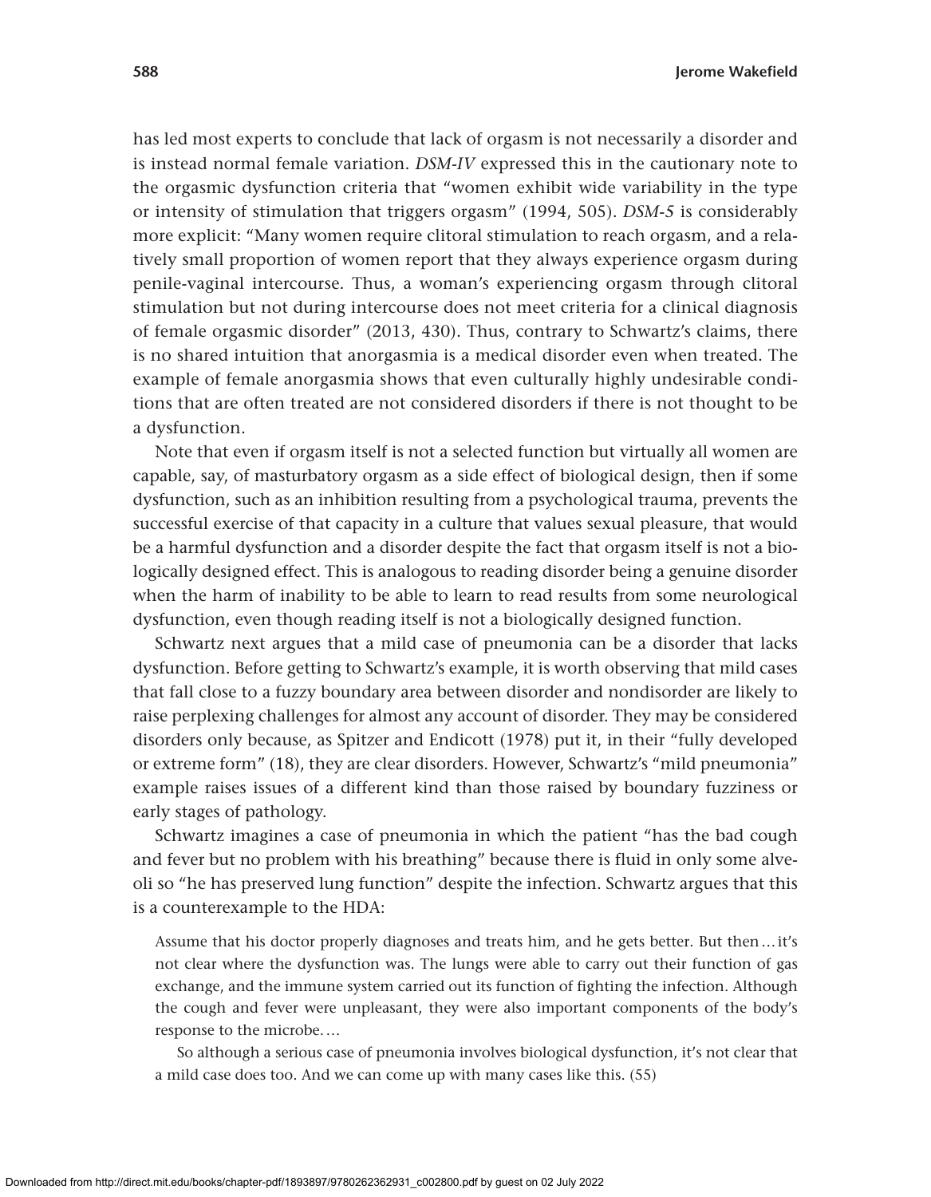has led most experts to conclude that lack of orgasm is not necessarily a disorder and is instead normal female variation. *DSM-IV* expressed this in the cautionary note to the orgasmic dysfunction criteria that "women exhibit wide variability in the type or intensity of stimulation that triggers orgasm" (1994, 505). *DSM-5* is considerably more explicit: "Many women require clitoral stimulation to reach orgasm, and a relatively small proportion of women report that they always experience orgasm during penile-vaginal intercourse. Thus, a woman's experiencing orgasm through clitoral stimulation but not during intercourse does not meet criteria for a clinical diagnosis of female orgasmic disorder" (2013, 430). Thus, contrary to Schwartz's claims, there is no shared intuition that anorgasmia is a medical disorder even when treated. The example of female anorgasmia shows that even culturally highly undesirable conditions that are often treated are not considered disorders if there is not thought to be a dysfunction.

Note that even if orgasm itself is not a selected function but virtually all women are capable, say, of masturbatory orgasm as a side effect of biological design, then if some dysfunction, such as an inhibition resulting from a psychological trauma, prevents the successful exercise of that capacity in a culture that values sexual pleasure, that would be a harmful dysfunction and a disorder despite the fact that orgasm itself is not a biologically designed effect. This is analogous to reading disorder being a genuine disorder when the harm of inability to be able to learn to read results from some neurological dysfunction, even though reading itself is not a biologically designed function.

Schwartz next argues that a mild case of pneumonia can be a disorder that lacks dysfunction. Before getting to Schwartz's example, it is worth observing that mild cases that fall close to a fuzzy boundary area between disorder and nondisorder are likely to raise perplexing challenges for almost any account of disorder. They may be considered disorders only because, as Spitzer and Endicott (1978) put it, in their "fully developed or extreme form" (18), they are clear disorders. However, Schwartz's "mild pneumonia" example raises issues of a different kind than those raised by boundary fuzziness or early stages of pathology.

Schwartz imagines a case of pneumonia in which the patient "has the bad cough and fever but no problem with his breathing" because there is fluid in only some alveoli so "he has preserved lung function" despite the infection. Schwartz argues that this is a counterexample to the HDA:

> Assume that his doctor properly diagnoses and treats him, and he gets better. But then…it's not clear where the dysfunction was. The lungs were able to carry out their function of gas exchange, and the immune system carried out its function of fighting the infection. Although the cough and fever were unpleasant, they were also important components of the body's response to the microbe.…
>
> So although a serious case of pneumonia involves biological dysfunction, it's not clear that a mild case does too. And we can come up with many cases like this. (55)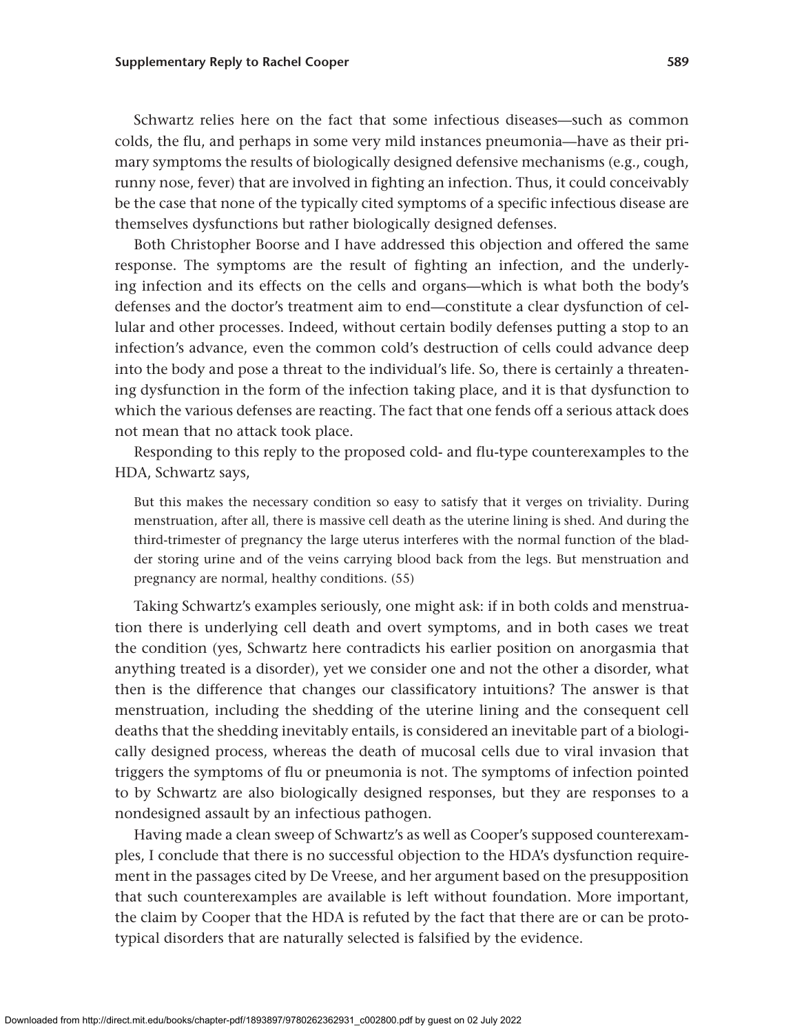Schwartz relies here on the fact that some infectious diseases—such as common colds, the flu, and perhaps in some very mild instances pneumonia—have as their primary symptoms the results of biologically designed defensive mechanisms (e.g., cough, runny nose, fever) that are involved in fighting an infection. Thus, it could conceivably be the case that none of the typically cited symptoms of a specific infectious disease are themselves dysfunctions but rather biologically designed defenses.

Both Christopher Boorse and I have addressed this objection and offered the same response. The symptoms are the result of fighting an infection, and the underlying infection and its effects on the cells and organs—which is what both the body's defenses and the doctor's treatment aim to end—constitute a clear dysfunction of cellular and other processes. Indeed, without certain bodily defenses putting a stop to an infection's advance, even the common cold's destruction of cells could advance deep into the body and pose a threat to the individual's life. So, there is certainly a threatening dysfunction in the form of the infection taking place, and it is that dysfunction to which the various defenses are reacting. The fact that one fends off a serious attack does not mean that no attack took place.

Responding to this reply to the proposed cold- and flu-type counterexamples to the HDA, Schwartz says,

> But this makes the necessary condition so easy to satisfy that it verges on triviality. During menstruation, after all, there is massive cell death as the uterine lining is shed. And during the third-trimester of pregnancy the large uterus interferes with the normal function of the bladder storing urine and of the veins carrying blood back from the legs. But menstruation and pregnancy are normal, healthy conditions. (55)

Taking Schwartz's examples seriously, one might ask: if in both colds and menstruation there is underlying cell death and overt symptoms, and in both cases we treat the condition (yes, Schwartz here contradicts his earlier position on anorgasmia that anything treated is a disorder), yet we consider one and not the other a disorder, what then is the difference that changes our classificatory intuitions? The answer is that menstruation, including the shedding of the uterine lining and the consequent cell deaths that the shedding inevitably entails, is considered an inevitable part of a biologically designed process, whereas the death of mucosal cells due to viral invasion that triggers the symptoms of flu or pneumonia is not. The symptoms of infection pointed to by Schwartz are also biologically designed responses, but they are responses to a nondesigned assault by an infectious pathogen.

Having made a clean sweep of Schwartz's as well as Cooper's supposed counterexamples, I conclude that there is no successful objection to the HDA's dysfunction requirement in the passages cited by De Vreese, and her argument based on the presupposition that such counterexamples are available is left without foundation. More important, the claim by Cooper that the HDA is refuted by the fact that there are or can be prototypical disorders that are naturally selected is falsified by the evidence.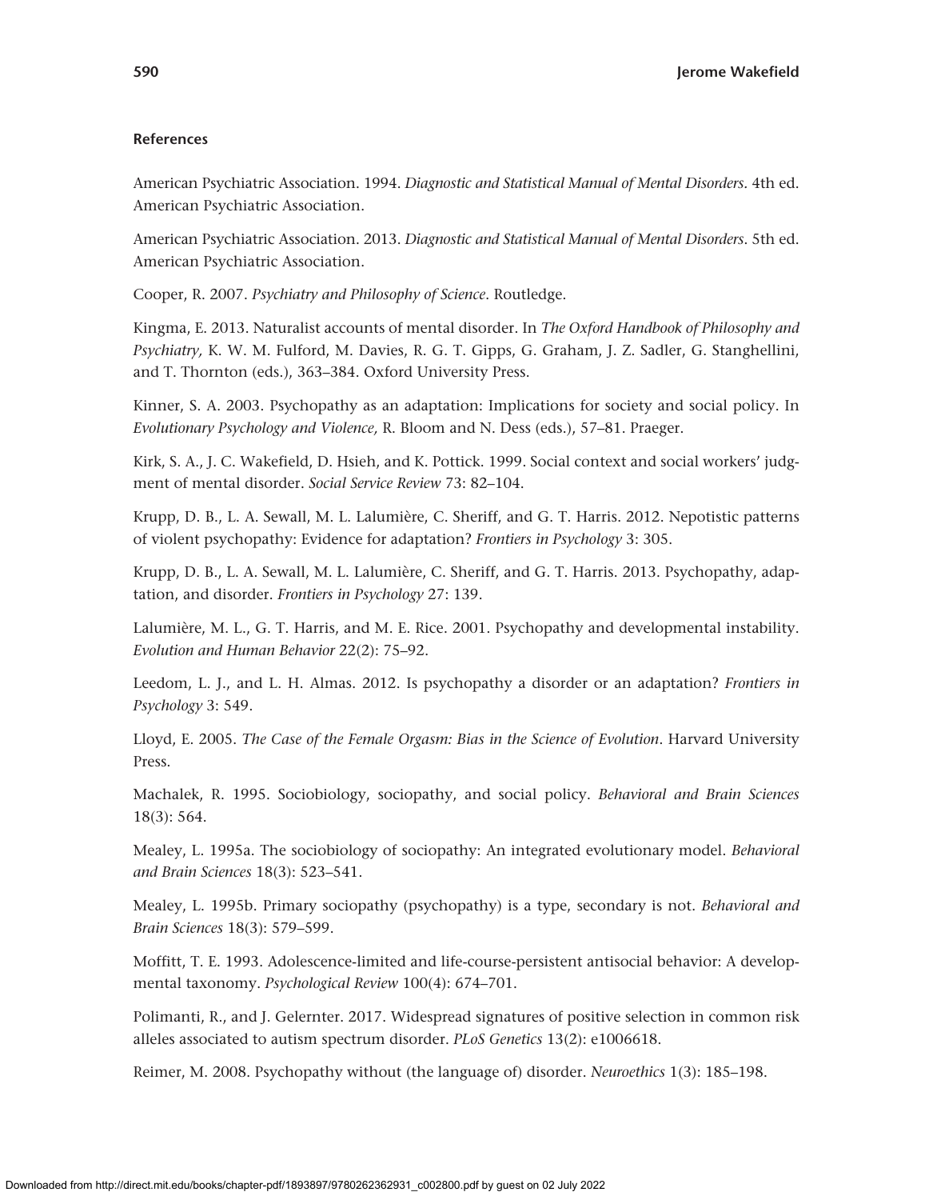### References

American Psychiatric Association. 1994. *Diagnostic and Statistical Manual of Mental Disorders.* 4th ed. American Psychiatric Association.

American Psychiatric Association. 2013. *Diagnostic and Statistical Manual of Mental Disorders*. 5th ed. American Psychiatric Association.

Cooper, R. 2007. *Psychiatry and Philosophy of Science*. Routledge.

Kingma, E. 2013. Naturalist accounts of mental disorder. In *The Oxford Handbook of Philosophy and Psychiatry,* K. W. M. Fulford, M. Davies, R. G. T. Gipps, G. Graham, J. Z. Sadler, G. Stanghellini, and T. Thornton (eds.), 363–384. Oxford University Press.

Kinner, S. A. 2003. Psychopathy as an adaptation: Implications for society and social policy. In *Evolutionary Psychology and Violence,* R. Bloom and N. Dess (eds.), 57–81. Praeger.

Kirk, S. A., J. C. Wakefield, D. Hsieh, and K. Pottick. 1999. Social context and social workers' judgment of mental disorder. *Social Service Review* 73: 82–104.

Krupp, D. B., L. A. Sewall, M. L. Lalumière, C. Sheriff, and G. T. Harris. 2012. Nepotistic patterns of violent psychopathy: Evidence for adaptation? *Frontiers in Psychology* 3: 305.

Krupp, D. B., L. A. Sewall, M. L. Lalumière, C. Sheriff, and G. T. Harris. 2013. Psychopathy, adaptation, and disorder. *Frontiers in Psychology* 27: 139.

Lalumière, M. L., G. T. Harris, and M. E. Rice. 2001. Psychopathy and developmental instability. *Evolution and Human Behavior* 22(2): 75–92.

Leedom, L. J., and L. H. Almas. 2012. Is psychopathy a disorder or an adaptation? *Frontiers in Psychology* 3: 549.

Lloyd, E. 2005. *The Case of the Female Orgasm: Bias in the Science of Evolution*. Harvard University Press.

Machalek, R. 1995. Sociobiology, sociopathy, and social policy. *Behavioral and Brain Sciences* 18(3): 564.

Mealey, L. 1995a. The sociobiology of sociopathy: An integrated evolutionary model. *Behavioral and Brain Sciences* 18(3): 523–541.

Mealey, L. 1995b. Primary sociopathy (psychopathy) is a type, secondary is not. *Behavioral and Brain Sciences* 18(3): 579–599.

Moffitt, T. E. 1993. Adolescence-limited and life-course-persistent antisocial behavior: A developmental taxonomy. *Psychological Review* 100(4): 674–701.

Polimanti, R., and J. Gelernter. 2017. Widespread signatures of positive selection in common risk alleles associated to autism spectrum disorder. *PLoS Genetics* 13(2): e1006618.

Reimer, M. 2008. Psychopathy without (the language of) disorder. *Neuroethics* 1(3): 185–198.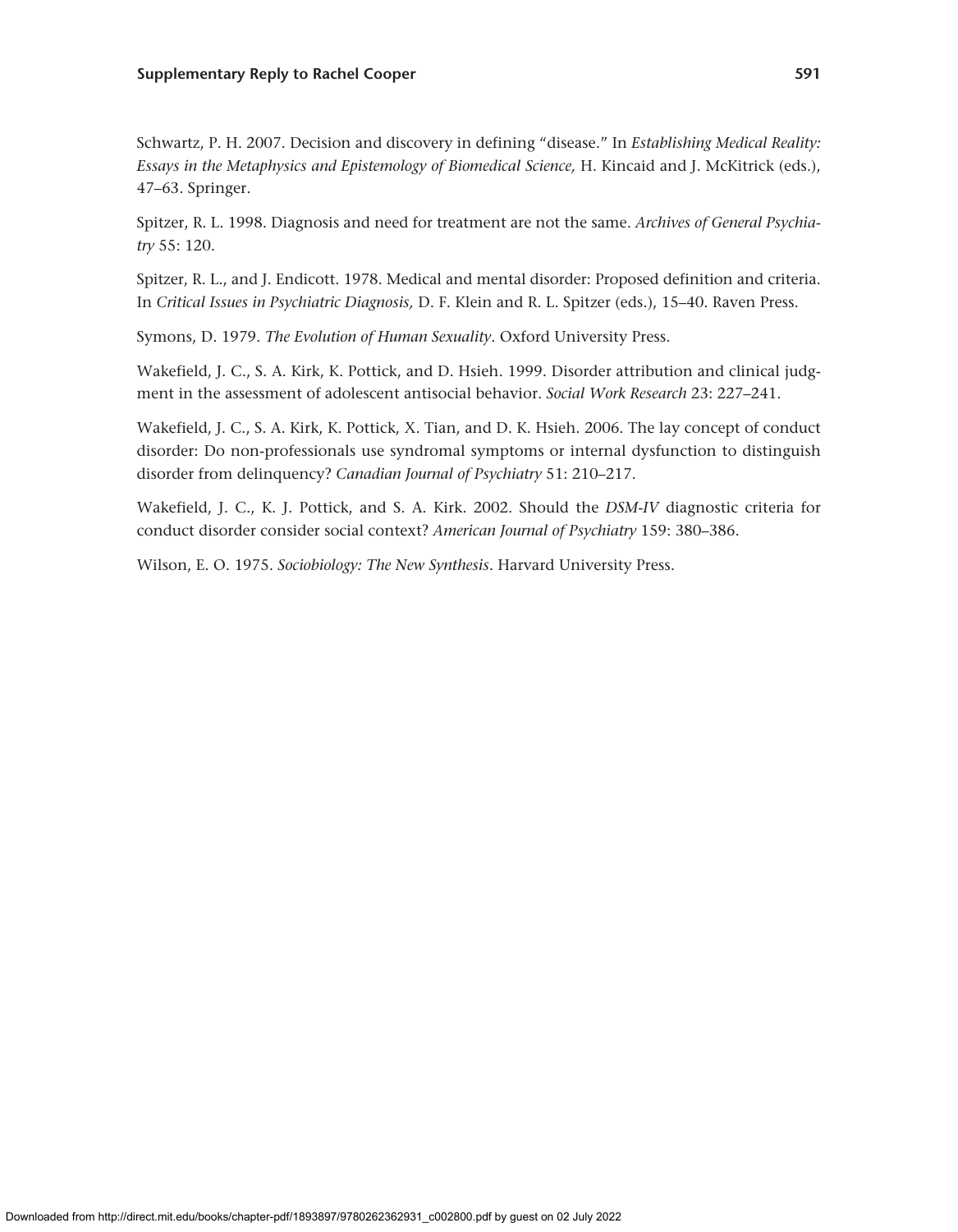Schwartz, P. H. 2007. Decision and discovery in defining "disease." In *Establishing Medical Reality: Essays in the Metaphysics and Epistemology of Biomedical Science,* H. Kincaid and J. McKitrick (eds.), 47–63. Springer.

Spitzer, R. L. 1998. Diagnosis and need for treatment are not the same. *Archives of General Psychiatry* 55: 120.

Spitzer, R. L., and J. Endicott. 1978. Medical and mental disorder: Proposed definition and criteria. In *Critical Issues in Psychiatric Diagnosis,* D. F. Klein and R. L. Spitzer (eds.), 15–40. Raven Press.

Symons, D. 1979. *The Evolution of Human Sexuality*. Oxford University Press.

Wakefield, J. C., S. A. Kirk, K. Pottick, and D. Hsieh. 1999. Disorder attribution and clinical judgment in the assessment of adolescent antisocial behavior. *Social Work Research* 23: 227–241.

Wakefield, J. C., S. A. Kirk, K. Pottick, X. Tian, and D. K. Hsieh. 2006. The lay concept of conduct disorder: Do non-professionals use syndromal symptoms or internal dysfunction to distinguish disorder from delinquency? *Canadian Journal of Psychiatry* 51: 210–217.

Wakefield, J. C., K. J. Pottick, and S. A. Kirk. 2002. Should the *DSM-IV* diagnostic criteria for conduct disorder consider social context? *American Journal of Psychiatry* 159: 380–386.

Wilson, E. O. 1975. *Sociobiology: The New Synthesis*. Harvard University Press.